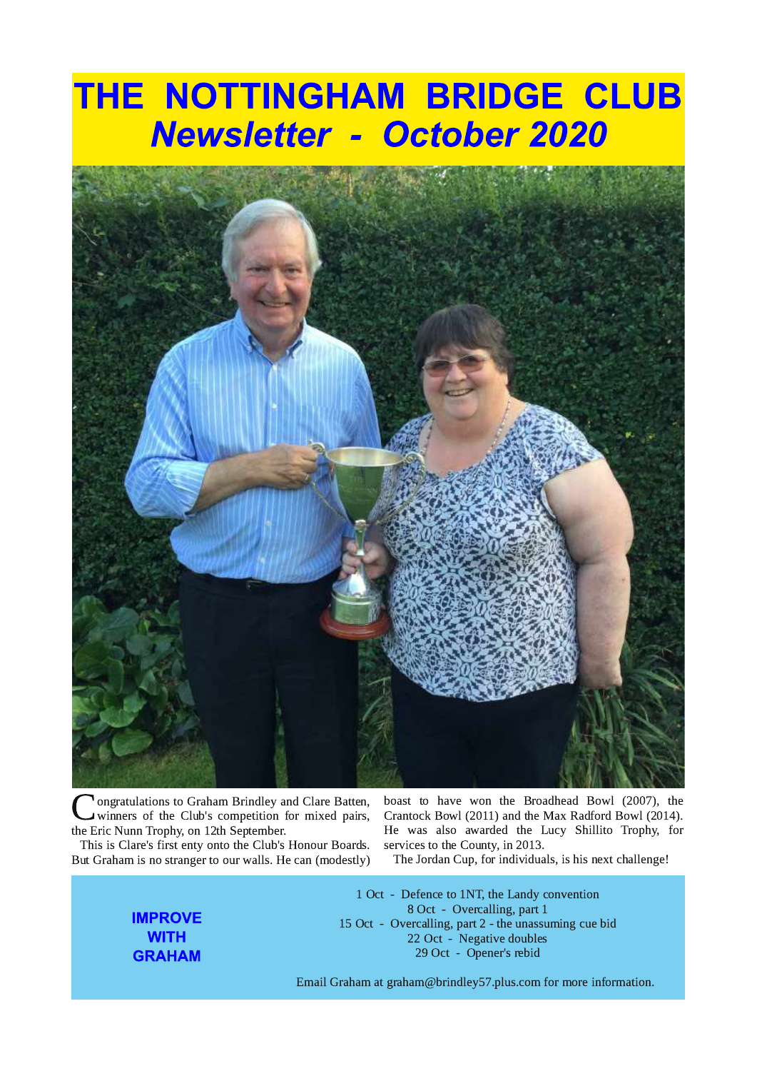# THE NOTTINGHAM BRIDGE CLUB

## *Newsletter - October 2020*

Congratulations to Graham Brindley and Clare Batten, winners of the Club's competition for mixed pairs, the Eric Nunn Trophy, on 12th September.

This is Clare's first enty onto the Club's Honour Boards. But Graham is no stranger to our walls. He can (modestly) boast to have won the Broadhead Bowl (2007), the Crantock Bowl (2011) and the Max Radford Bowl (2014). He was also awarded the Lucy Shillito Trophy, for services to the County, in 2013.

The Jordan Cup, for individuals, is his next challenge!

**IMPROVE WITH GRAHAM**

1 Oct - Defence to 1NT, the Landy convention
8 Oct - Overcalling, part 1
15 Oct - Overcalling, part 2 - the unassuming cue bid
22 Oct - Negative doubles
29 Oct - Opener's rebid

Email Graham at graham@brindley57.plus.com for more information.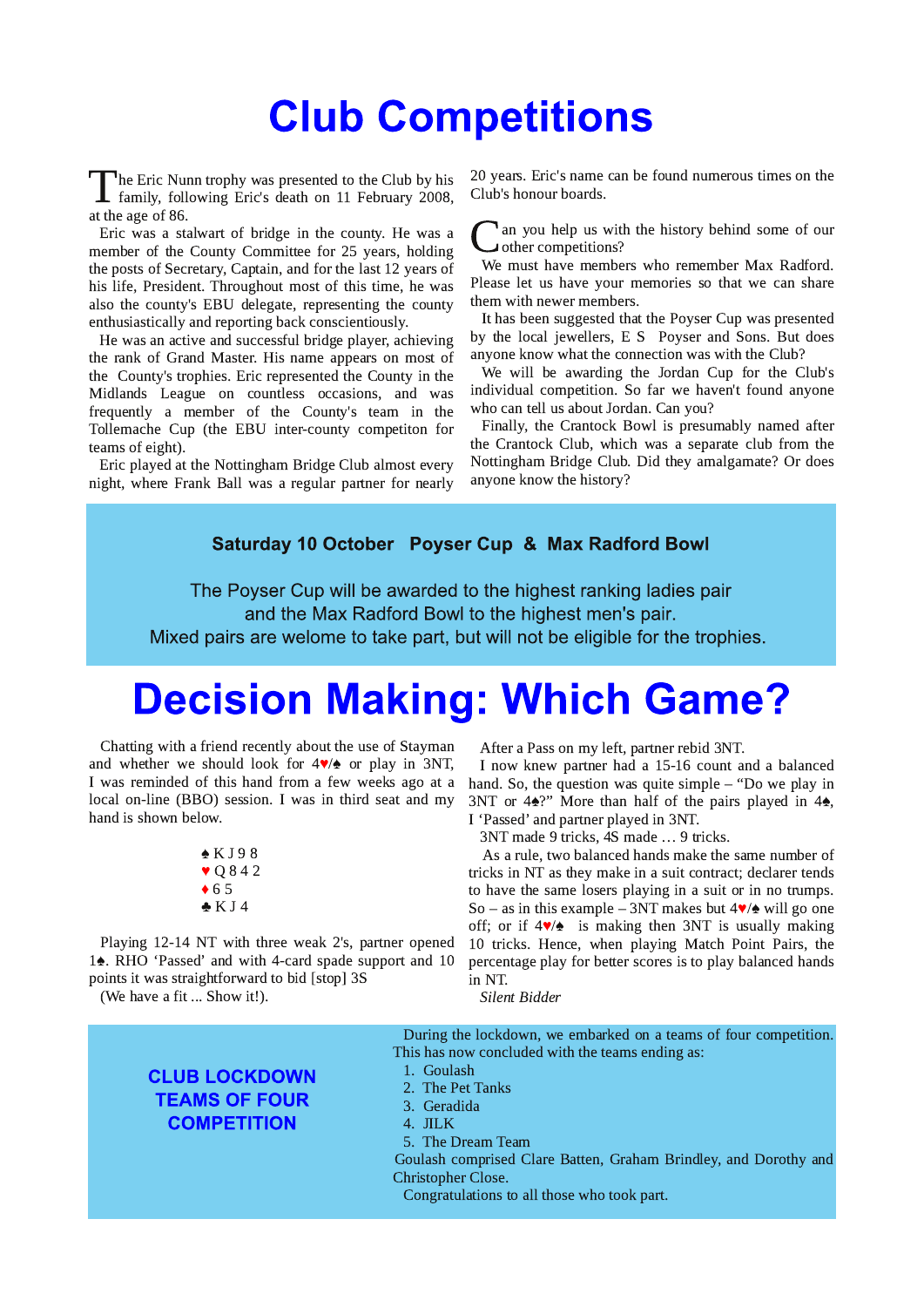# Club Competitions

The Eric Nunn trophy was presented to the Club by his family, following Eric's death on 11 February 2008, at the age of 86.

Eric was a stalwart of bridge in the county. He was a member of the County Committee for 25 years, holding the posts of Secretary, Captain, and for the last 12 years of his life, President. Throughout most of this time, he was also the county's EBU delegate, representing the county enthusiastically and reporting back conscientiously.

He was an active and successful bridge player, achieving the rank of Grand Master. His name appears on most of the County's trophies. Eric represented the County in the Midlands League on countless occasions, and was frequently a member of the County's team in the Tollemache Cup (the EBU inter-county competiton for teams of eight).

Eric played at the Nottingham Bridge Club almost every night, where Frank Ball was a regular partner for nearly 20 years. Eric's name can be found numerous times on the Club's honour boards.

Can you help us with the history behind some of our other competitions?

We must have members who remember Max Radford. Please let us have your memories so that we can share them with newer members.

It has been suggested that the Poyser Cup was presented by the local jewellers, E S Poyser and Sons. But does anyone know what the connection was with the Club?

We will be awarding the Jordan Cup for the Club's individual competition. So far we haven't found anyone who can tell us about Jordan. Can you?

Finally, the Crantock Bowl is presumably named after the Crantock Club, which was a separate club from the Nottingham Bridge Club. Did they amalgamate? Or does anyone know the history?

**Saturday 10 October Poyser Cup & Max Radford Bowl**

The Poyser Cup will be awarded to the highest ranking ladies pair and the Max Radford Bowl to the highest men's pair. Mixed pairs are welome to take part, but will not be eligible for the trophies.

# Decision Making: Which Game?

Chatting with a friend recently about the use of Stayman and whether we should look for 4♥/♠ or play in 3NT, I was reminded of this hand from a few weeks ago at a local on-line (BBO) session. I was in third seat and my hand is shown below.

♠ K J 9 8  
♥ Q 8 4 2  
♦ 6 5  
♣ K J 4

Playing 12-14 NT with three weak 2's, partner opened 1♠. RHO 'Passed' and with 4-card spade support and 10 points it was straightforward to bid [stop] 3S

(We have a fit ... Show it!).

After a Pass on my left, partner rebid 3NT.

I now knew partner had a 15-16 count and a balanced hand. So, the question was quite simple – "Do we play in 3NT or 4♠?" More than half of the pairs played in 4♠, I 'Passed' and partner played in 3NT.

3NT made 9 tricks, 4S made … 9 tricks.

As a rule, two balanced hands make the same number of tricks in NT as they make in a suit contract; declarer tends to have the same losers playing in a suit or in no trumps. So – as in this example – 3NT makes but 4♥/♠ will go one off; or if 4♥/♠ is making then 3NT is usually making 10 tricks. Hence, when playing Match Point Pairs, the percentage play for better scores is to play balanced hands in NT.

*Silent Bidder*

**CLUB LOCKDOWN TEAMS OF FOUR COMPETITION**

During the lockdown, we embarked on a teams of four competition. This has now concluded with the teams ending as:

1. Goulash
2. The Pet Tanks
3. Geradida
4. JILK
5. The Dream Team

Goulash comprised Clare Batten, Graham Brindley, and Dorothy and Christopher Close.

Congratulations to all those who took part.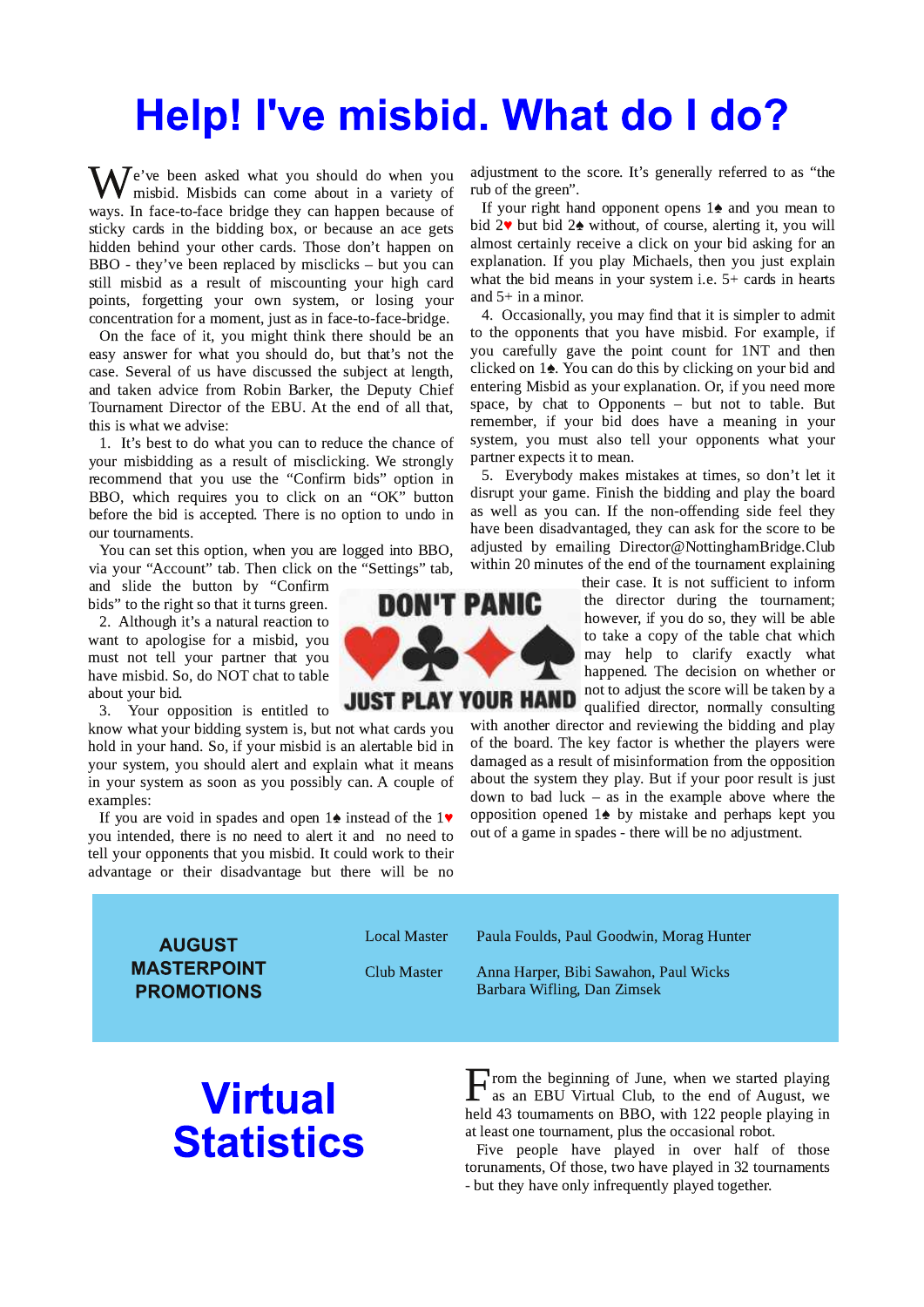# Help! I've misbid. What do I do?

We've been asked what you should do when you misbid. Misbids can come about in a variety of ways. In face-to-face bridge they can happen because of sticky cards in the bidding box, or because an ace gets hidden behind your other cards. Those don't happen on BBO - they've been replaced by misclicks – but you can still misbid as a result of miscounting your high card points, forgetting your own system, or losing your concentration for a moment, just as in face-to-face-bridge.

On the face of it, you might think there should be an easy answer for what you should do, but that's not the case. Several of us have discussed the subject at length, and taken advice from Robin Barker, the Deputy Chief Tournament Director of the EBU. At the end of all that, this is what we advise:

1. It's best to do what you can to reduce the chance of your misbidding as a result of misclicking. We strongly recommend that you use the "Confirm bids" option in BBO, which requires you to click on an "OK" button before the bid is accepted. There is no option to undo in our tournaments.

You can set this option, when you are logged into BBO, via your "Account" tab. Then click on the "Settings" tab, and slide the button by "Confirm bids" to the right so that it turns green.

2. Although it's a natural reaction to want to apologise for a misbid, you must not tell your partner that you have misbid. So, do NOT chat to table about your bid.

3. Your opposition is entitled to know what your bidding system is, but not what cards you hold in your hand. So, if your misbid is an alertable bid in your system, you should alert and explain what it means in your system as soon as you possibly can. A couple of examples:

If you are void in spades and open 1♠ instead of the 1♥ you intended, there is no need to alert it and no need to tell your opponents that you misbid. It could work to their advantage or their disadvantage but there will be no adjustment to the score. It's generally referred to as "the rub of the green".

If your right hand opponent opens 1♠ and you mean to bid 2♥ but bid 2♠ without, of course, alerting it, you will almost certainly receive a click on your bid asking for an explanation. If you play Michaels, then you just explain what the bid means in your system i.e. 5+ cards in hearts and 5+ in a minor.

4. Occasionally, you may find that it is simpler to admit to the opponents that you have misbid. For example, if you carefully gave the point count for 1NT and then clicked on 1♠. You can do this by clicking on your bid and entering Misbid as your explanation. Or, if you need more space, by chat to Opponents – but not to table. But remember, if your bid does have a meaning in your system, you must also tell your opponents what your partner expects it to mean.

5. Everybody makes mistakes at times, so don't let it disrupt your game. Finish the bidding and play the board as well as you can. If the non-offending side feel they have been disadvantaged, they can ask for the score to be adjusted by emailing Director@NottinghamBridge.Club within 20 minutes of the end of the tournament explaining their case. It is not sufficient to inform the director during the tournament; however, if you do so, they will be able to take a copy of the table chat which may help to clarify exactly what happened. The decision on whether or not to adjust the score will be taken by a qualified director, normally consulting with another director and reviewing the bidding and play of the board. The key factor is whether the players were damaged as a result of misinformation from the opposition about the system they play. But if your poor result is just down to bad luck – as in the example above where the opposition opened 1♠ by mistake and perhaps kept you out of a game in spades - there will be no adjustment.

DON'T PANIC ♥♣♦♠ JUST PLAY YOUR HAND

## AUGUST MASTERPOINT PROMOTIONS

| | |
|---|---|
| Local Master | Paula Foulds, Paul Goodwin, Morag Hunter |
| Club Master | Anna Harper, Bibi Sawahon, Paul Wicks<br>Barbara Wifling, Dan Zimsek |

# Virtual Statistics

From the beginning of June, when we started playing as an EBU Virtual Club, to the end of August, we held 43 tournaments on BBO, with 122 people playing in at least one tournament, plus the occasional robot.

Five people have played in over half of those torunaments, Of those, two have played in 32 tournaments - but they have only infrequently played together.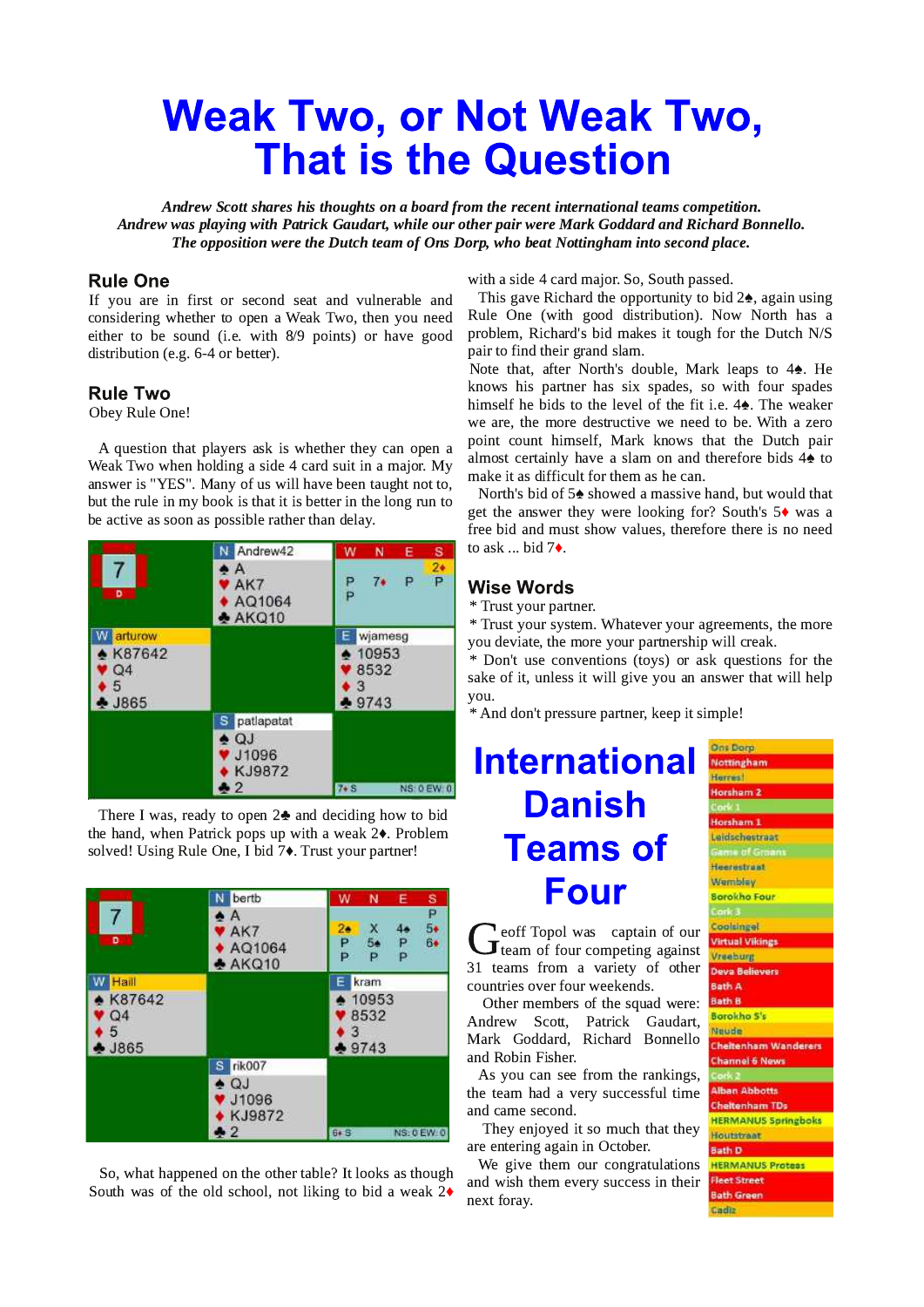# Weak Two, or Not Weak Two, That is the Question

*Andrew Scott shares his thoughts on a board from the recent international teams competition. Andrew was playing with Patrick Gaudart, while our other pair were Mark Goddard and Richard Bonnello. The opposition were the Dutch team of Ons Dorp, who beat Nottingham into second place.*

## Rule One

If you are in first or second seat and vulnerable and considering whether to open a Weak Two, then you need either to be sound (i.e. with 8/9 points) or have good distribution (e.g. 6-4 or better).

## Rule Two

Obey Rule One!

A question that players ask is whether they can open a Weak Two when holding a side 4 card suit in a major. My answer is "YES". Many of us will have been taught not to, but the rule in my book is that it is better in the long run to be active as soon as possible rather than delay.

Board 7, Dealer S

North (Andrew42): ♠ A ♥ AK7 ♦ AQ1064 ♣ AKQ10

West (arturow): ♠ K87642 ♥ Q4 ♦ 5 ♣ J865

East (wjamesg): ♠ 10953 ♥ 8532 ♦ 3 ♣ 9743

South (patlapatat): ♠ QJ ♥ J1096 ♦ KJ9872 ♣ 2

| W | N | E | S |
|---|---|---|---|
| | | | 2♦ |
| P | 7♦ | P | P |
| P | | | |

7♦ S — NS: 0 EW: 0

There I was, ready to open 2♣ and deciding how to bid the hand, when Patrick pops up with a weak 2♦. Problem solved! Using Rule One, I bid 7♦. Trust your partner!

Board 7, Dealer S

North (bertb): ♠ A ♥ AK7 ♦ AQ1064 ♣ AKQ10

West (Haill): ♠ K87642 ♥ Q4 ♦ 5 ♣ J865

East (kram): ♠ 10953 ♥ 8532 ♦ 3 ♣ 9743

South (rik007): ♠ QJ ♥ J1096 ♦ KJ9872 ♣ 2

| W | N | E | S |
|---|---|---|---|
| | | | P |
| 2♠ | X | 4♠ | 5♦ |
| P | 5♠ | P | 6♦ |
| P | P | P | |

6♦ S — NS: 0 EW: 0

So, what happened on the other table? It looks as though South was of the old school, not liking to bid a weak 2♦ with a side 4 card major. So, South passed.

This gave Richard the opportunity to bid 2♠, again using Rule One (with good distribution). Now North has a problem, Richard's bid makes it tough for the Dutch N/S pair to find their grand slam.

Note that, after North's double, Mark leaps to 4♠. He knows his partner has six spades, so with four spades himself he bids to the level of the fit i.e. 4♠. The weaker we are, the more destructive we need to be. With a zero point count himself, Mark knows that the Dutch pair almost certainly have a slam on and therefore bids 4♠ to make it as difficult for them as he can.

North's bid of 5♠ showed a massive hand, but would that get the answer they were looking for? South's 5♦ was a free bid and must show values, therefore there is no need to ask ... bid 7♦.

## Wise Words

* Trust your partner.
* Trust your system. Whatever your agreements, the more you deviate, the more your partnership will creak.
* Don't use conventions (toys) or ask questions for the sake of it, unless it will give you an answer that will help you.
* And don't pressure partner, keep it simple!

# International Danish Teams of Four

Geoff Topol was captain of our team of four competing against 31 teams from a variety of other countries over four weekends.

Other members of the squad were: Andrew Scott, Patrick Gaudart, Mark Goddard, Richard Bonnello and Robin Fisher.

As you can see from the rankings, the team had a very successful time and came second.

They enjoyed it so much that they are entering again in October.

We give them our congratulations and wish them every success in their next foray.

| |
|---|
| Ons Dorp |
| Nottingham |
| Herres! |
| Horsham 2 |
| Cork 1 |
| Horsham 1 |
| Leidschestraat |
| Game of Groans |
| Heerestraat |
| Wembley |
| Borokho Four |
| Cork 3 |
| Coolsingel |
| Virtual Vikings |
| Vreeburg |
| Deva Believers |
| Bath A |
| Bath B |
| Borokho 5's |
| Neude |
| Cheltenham Wanderers |
| Channel 6 News |
| Cork 2 |
| Alban Abbotts |
| Cheltenham TDs |
| HERMANUS Springboks |
| Houtstraat |
| Bath D |
| HERMANUS Proteas |
| Fleet Street |
| Bath Green |
| Cadiz |